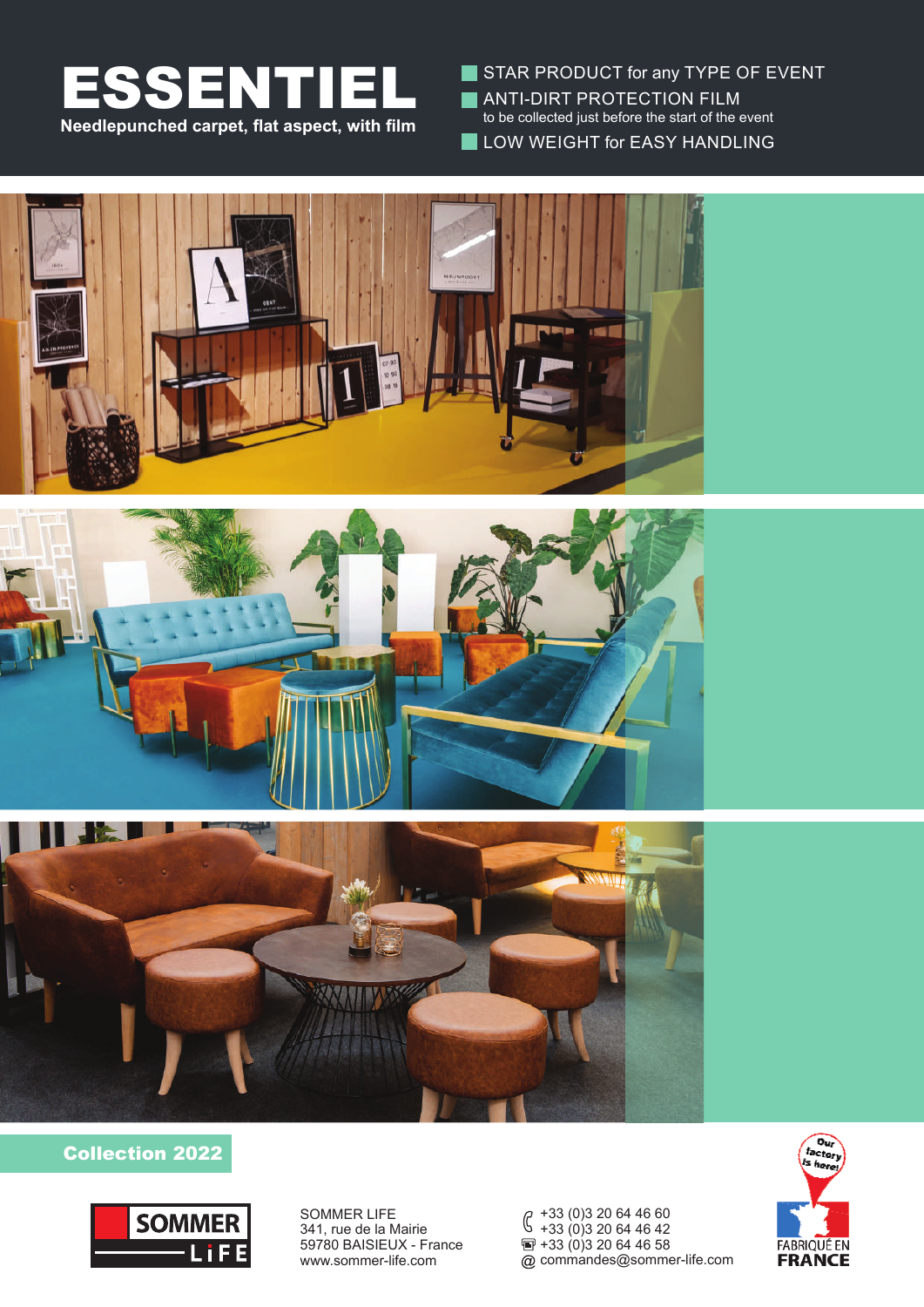# ESSENTIEL

**Needlepunched carpet, flat aspect, with film**

- STAR PRODUCT for any TYPE OF EVENT
- ANTI-DIRT PROTECTION FILM
  to be collected just before the start of the event
- LOW WEIGHT for EASY HANDLING

**Collection 2022**

SOMMER LIFE

SOMMER LIFE
341, rue de la Mairie
59780 BAISIEUX - France
www.sommer-life.com

+33 (0)3 20 64 46 60
+33 (0)3 20 64 46 42
+33 (0)3 20 64 46 58
commandes@sommer-life.com

Our factory is here!
FABRIQUÉ EN FRANCE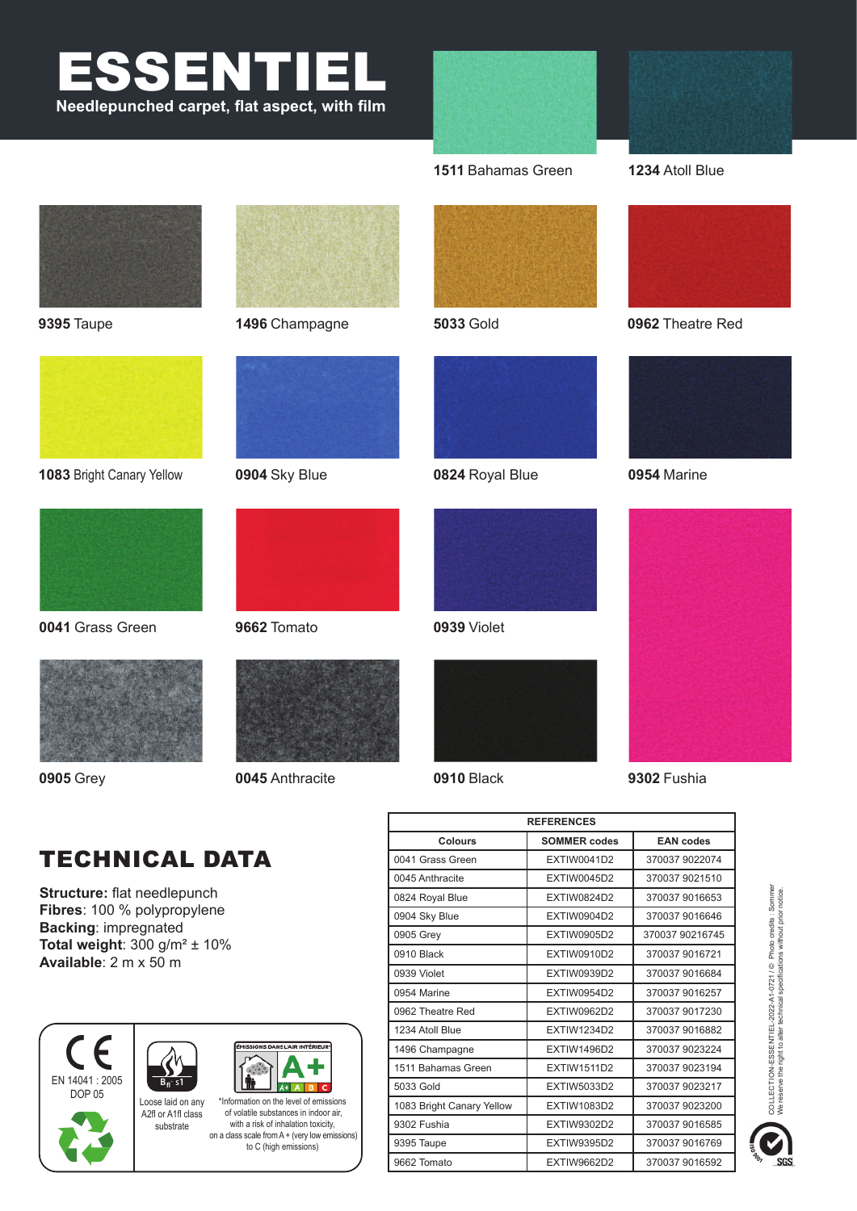# ESSENTIEL

**Needlepunched carpet, flat aspect, with film**

**1511** Bahamas Green

**1234** Atoll Blue

**9395** Taupe

**1496** Champagne

**5033** Gold

**0962** Theatre Red

**1083** Bright Canary Yellow

**0904** Sky Blue

**0824** Royal Blue

**0954** Marine

**0041** Grass Green

**9662** Tomato

**0939** Violet

**0905** Grey

**0045** Anthracite

**0910** Black

**9302** Fushia

## TECHNICAL DATA

**Structure:** flat needlepunch
**Fibres**: 100 % polypropylene
**Backing**: impregnated
**Total weight**: 300 g/m² ± 10%
**Available**: 2 m x 50 m

EN 14041 : 2005
DOP 05

$B_{fl}$ - s1

Loose laid on any A2fl or A1fl class substrate

ÉMISSIONS DANS L'AIR INTÉRIEUR* A+

*Information on the level of emissions of volatile substances in indoor air, with a risk of inhalation toxicity, on a class scale from A+ (very low emissions) to C (high emissions)

| REFERENCES | | |
|---|---|---|
| **Colours** | **SOMMER codes** | **EAN codes** |
| 0041 Grass Green | EXTIW0041D2 | 370037 9022074 |
| 0045 Anthracite | EXTIW0045D2 | 370037 9021510 |
| 0824 Royal Blue | EXTIW0824D2 | 370037 9016653 |
| 0904 Sky Blue | EXTIW0904D2 | 370037 9016646 |
| 0905 Grey | EXTIW0905D2 | 370037 90216745 |
| 0910 Black | EXTIW0910D2 | 370037 9016721 |
| 0939 Violet | EXTIW0939D2 | 370037 9016684 |
| 0954 Marine | EXTIW0954D2 | 370037 9016257 |
| 0962 Theatre Red | EXTIW0962D2 | 370037 9017230 |
| 1234 Atoll Blue | EXTIW1234D2 | 370037 9016882 |
| 1496 Champagne | EXTIW1496D2 | 370037 9023224 |
| 1511 Bahamas Green | EXTIW1511D2 | 370037 9023194 |
| 5033 Gold | EXTIW5033D2 | 370037 9023217 |
| 1083 Bright Canary Yellow | EXTIW1083D2 | 370037 9023200 |
| 9302 Fushia | EXTIW9302D2 | 370037 9016585 |
| 9395 Taupe | EXTIW9395D2 | 370037 9016769 |
| 9662 Tomato | EXTIW9662D2 | 370037 9016592 |

COLLECTION-ESSENTIEL-2022-A1-0721 / © Photo credits : Sommer
We reserve the right to alter technical specifications without prior notice.

ISO 9001 SGS